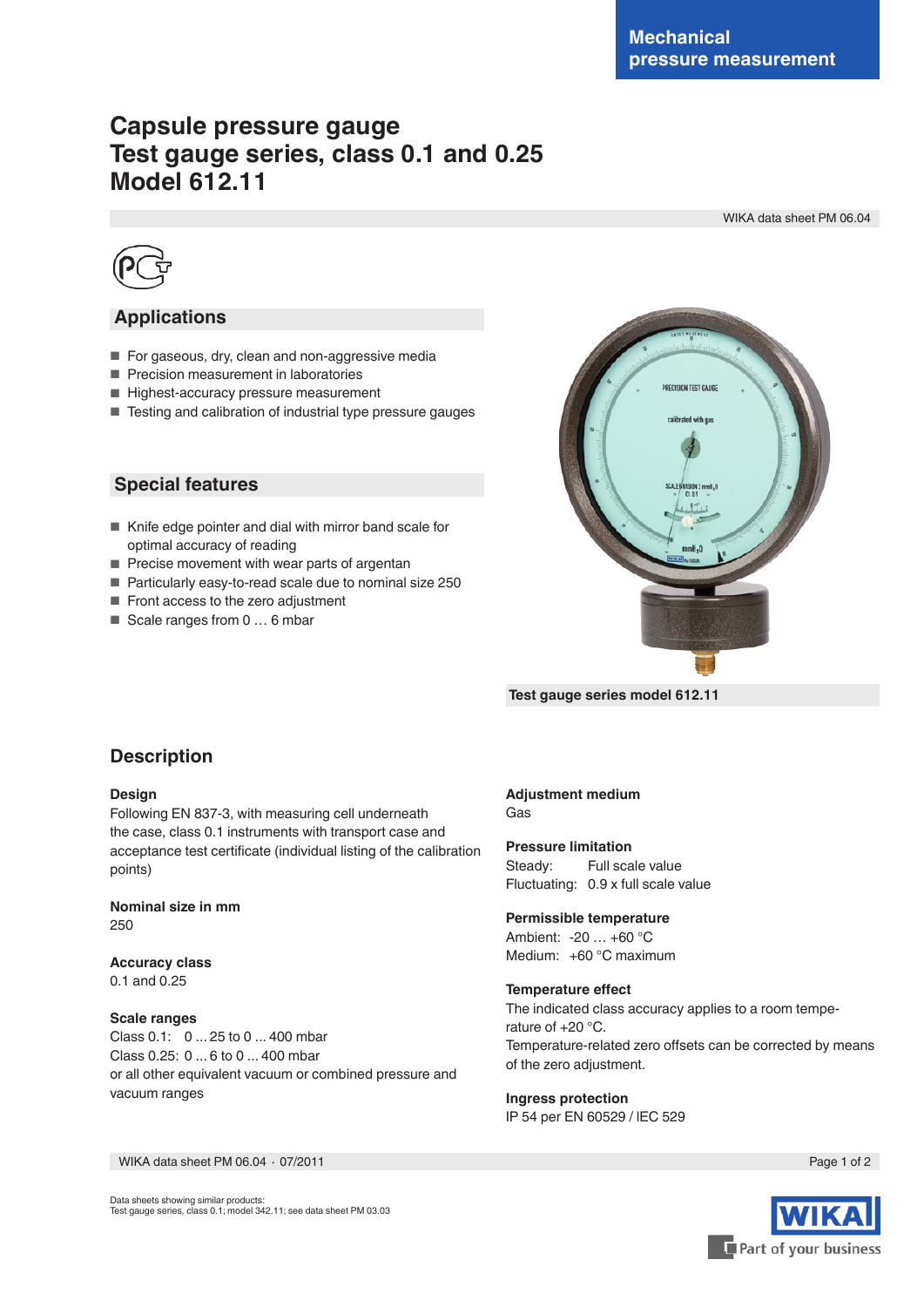Mechanical pressure measurement

# Capsule pressure gauge
# Test gauge series, class 0.1 and 0.25
# Model 612.11

WIKA data sheet PM 06.04

## Applications

- For gaseous, dry, clean and non-aggressive media
- Precision measurement in laboratories
- Highest-accuracy pressure measurement
- Testing and calibration of industrial type pressure gauges

## Special features

- Knife edge pointer and dial with mirror band scale for optimal accuracy of reading
- Precise movement with wear parts of argentan
- Particularly easy-to-read scale due to nominal size 250
- Front access to the zero adjustment
- Scale ranges from 0 … 6 mbar

Test gauge series model 612.11

## Description

**Design**
Following EN 837-3, with measuring cell underneath the case, class 0.1 instruments with transport case and acceptance test certificate (individual listing of the calibration points)

**Nominal size in mm**
250

**Accuracy class**
0.1 and 0.25

**Scale ranges**
Class 0.1: 0 ... 25 to 0 ... 400 mbar
Class 0.25: 0 ... 6 to 0 ... 400 mbar
or all other equivalent vacuum or combined pressure and vacuum ranges

**Adjustment medium**
Gas

**Pressure limitation**
Steady: Full scale value
Fluctuating: 0.9 x full scale value

**Permissible temperature**
Ambient: -20 … +60 °C
Medium: +60 °C maximum

**Temperature effect**
The indicated class accuracy applies to a room temperature of +20 °C.
Temperature-related zero offsets can be corrected by means of the zero adjustment.

**Ingress protection**
IP 54 per EN 60529 / IEC 529

Data sheets showing similar products:
Test gauge series, class 0.1; model 342.11; see data sheet PM 03.03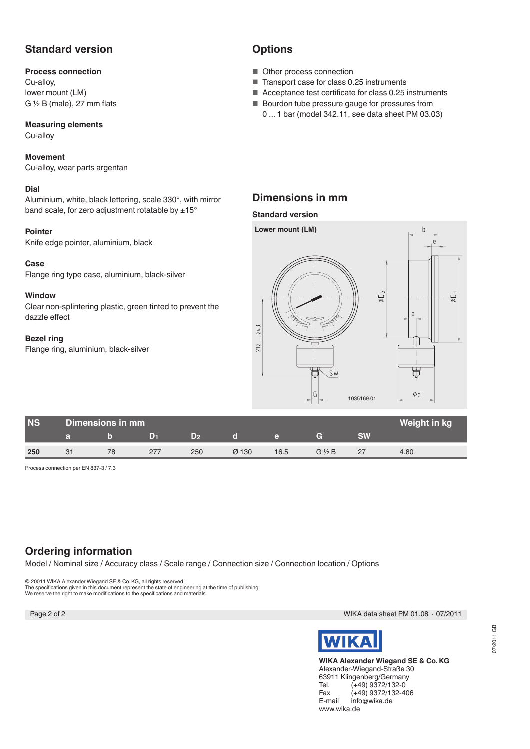## Standard version

**Process connection**
Cu-alloy,
lower mount (LM)
G ½ B (male), 27 mm flats

**Measuring elements**
Cu-alloy

**Movement**
Cu-alloy, wear parts argentan

**Dial**
Aluminium, white, black lettering, scale 330°, with mirror band scale, for zero adjustment rotatable by ±15°

**Pointer**
Knife edge pointer, aluminium, black

**Case**
Flange ring type case, aluminium, black-silver

**Window**
Clear non-splintering plastic, green tinted to prevent the dazzle effect

**Bezel ring**
Flange ring, aluminium, black-silver

## Options

- Other process connection
- Transport case for class 0.25 instruments
- Acceptance test certificate for class 0.25 instruments
- Bourdon tube pressure gauge for pressures from 0 ... 1 bar (model 342.11, see data sheet PM 03.03)

## Dimensions in mm

**Standard version**

**Lower mount (LM)**

b
e
ø D2
ø D1
a
212 ... 243
SW
G
ød
1035169.01

| NS | Dimensions in mm | | | | | | | | Weight in kg |
|---|---|---|---|---|---|---|---|---|---|
| | a | b | $D_1$ | $D_2$ | d | e | G | SW | |
| 250 | 31 | 78 | 277 | 250 | Ø 130 | 16.5 | G ½ B | 27 | 4.80 |

Process connection per EN 837-3 / 7.3

## Ordering information

Model / Nominal size / Accuracy class / Scale range / Connection size / Connection location / Options

© 20011 WIKA Alexander Wiegand SE & Co. KG, all rights reserved.
The specifications given in this document represent the state of engineering at the time of publishing.
We reserve the right to make modifications to the specifications and materials.

WIKA data sheet PM 01.08 · 07/2011

WIKA

**WIKA Alexander Wiegand SE & Co. KG**
Alexander-Wiegand-Straße 30
63911 Klingenberg/Germany
Tel. (+49) 9372/132-0
Fax (+49) 9372/132-406
E-mail info@wika.de
www.wika.de

07/2011 GB